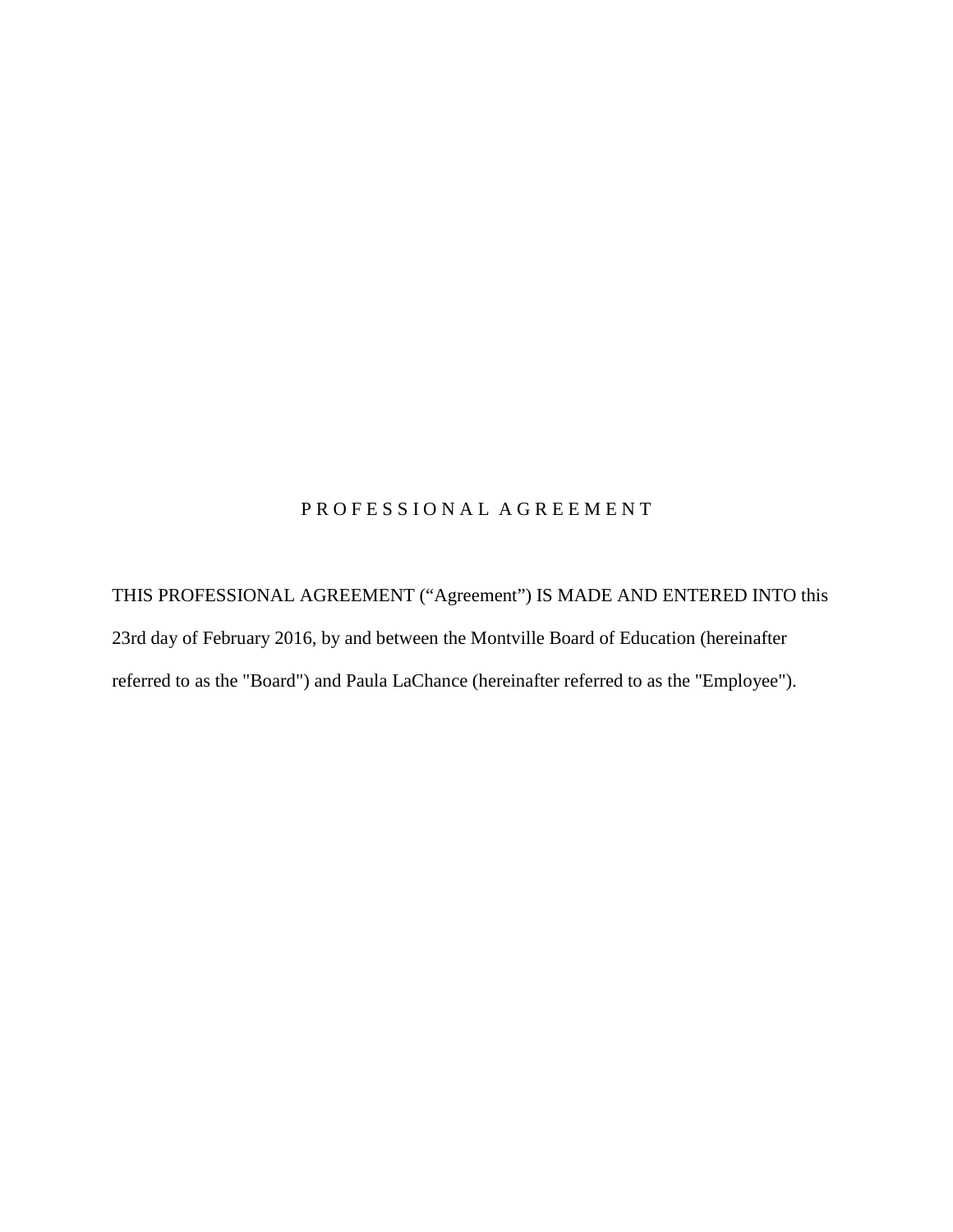# P R O F E S S I O N A L   A G R E E M E N T

THIS PROFESSIONAL AGREEMENT ("Agreement") IS MADE AND ENTERED INTO this 23rd day of February 2016, by and between the Montville Board of Education (hereinafter referred to as the "Board") and Paula LaChance (hereinafter referred to as the "Employee").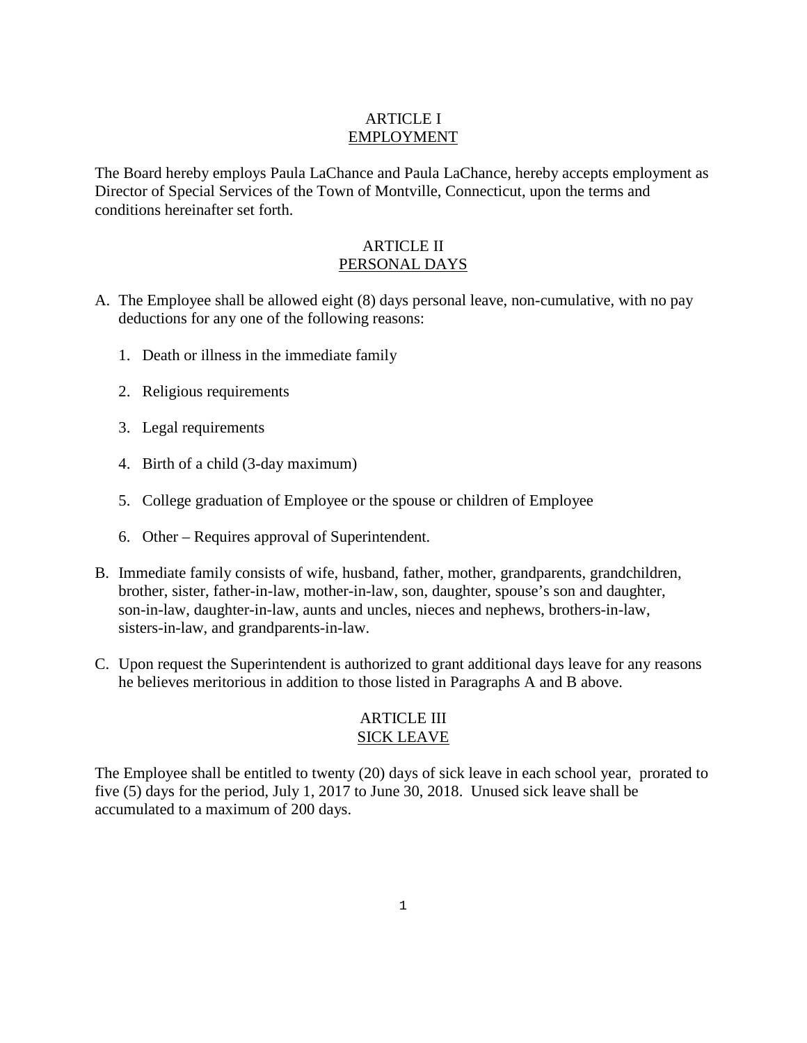## ARTICLE I
## EMPLOYMENT

The Board hereby employs Paula LaChance and Paula LaChance, hereby accepts employment as Director of Special Services of the Town of Montville, Connecticut, upon the terms and conditions hereinafter set forth.

## ARTICLE II
## PERSONAL DAYS

A. The Employee shall be allowed eight (8) days personal leave, non-cumulative, with no pay deductions for any one of the following reasons:

   1. Death or illness in the immediate family

   2. Religious requirements

   3. Legal requirements

   4. Birth of a child (3-day maximum)

   5. College graduation of Employee or the spouse or children of Employee

   6. Other – Requires approval of Superintendent.

B. Immediate family consists of wife, husband, father, mother, grandparents, grandchildren, brother, sister, father-in-law, mother-in-law, son, daughter, spouse's son and daughter, son-in-law, daughter-in-law, aunts and uncles, nieces and nephews, brothers-in-law, sisters-in-law, and grandparents-in-law.

C. Upon request the Superintendent is authorized to grant additional days leave for any reasons he believes meritorious in addition to those listed in Paragraphs A and B above.

## ARTICLE III
## SICK LEAVE

The Employee shall be entitled to twenty (20) days of sick leave in each school year, prorated to five (5) days for the period, July 1, 2017 to June 30, 2018. Unused sick leave shall be accumulated to a maximum of 200 days.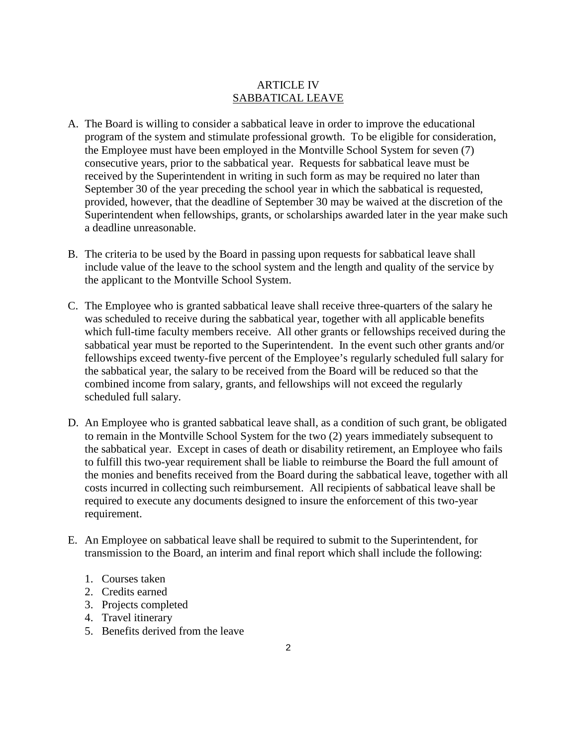# ARTICLE IV
## SABBATICAL LEAVE

A. The Board is willing to consider a sabbatical leave in order to improve the educational program of the system and stimulate professional growth. To be eligible for consideration, the Employee must have been employed in the Montville School System for seven (7) consecutive years, prior to the sabbatical year. Requests for sabbatical leave must be received by the Superintendent in writing in such form as may be required no later than September 30 of the year preceding the school year in which the sabbatical is requested, provided, however, that the deadline of September 30 may be waived at the discretion of the Superintendent when fellowships, grants, or scholarships awarded later in the year make such a deadline unreasonable.

B. The criteria to be used by the Board in passing upon requests for sabbatical leave shall include value of the leave to the school system and the length and quality of the service by the applicant to the Montville School System.

C. The Employee who is granted sabbatical leave shall receive three-quarters of the salary he was scheduled to receive during the sabbatical year, together with all applicable benefits which full-time faculty members receive. All other grants or fellowships received during the sabbatical year must be reported to the Superintendent. In the event such other grants and/or fellowships exceed twenty-five percent of the Employee's regularly scheduled full salary for the sabbatical year, the salary to be received from the Board will be reduced so that the combined income from salary, grants, and fellowships will not exceed the regularly scheduled full salary.

D. An Employee who is granted sabbatical leave shall, as a condition of such grant, be obligated to remain in the Montville School System for the two (2) years immediately subsequent to the sabbatical year. Except in cases of death or disability retirement, an Employee who fails to fulfill this two-year requirement shall be liable to reimburse the Board the full amount of the monies and benefits received from the Board during the sabbatical leave, together with all costs incurred in collecting such reimbursement. All recipients of sabbatical leave shall be required to execute any documents designed to insure the enforcement of this two-year requirement.

E. An Employee on sabbatical leave shall be required to submit to the Superintendent, for transmission to the Board, an interim and final report which shall include the following:

   1. Courses taken
   2. Credits earned
   3. Projects completed
   4. Travel itinerary
   5. Benefits derived from the leave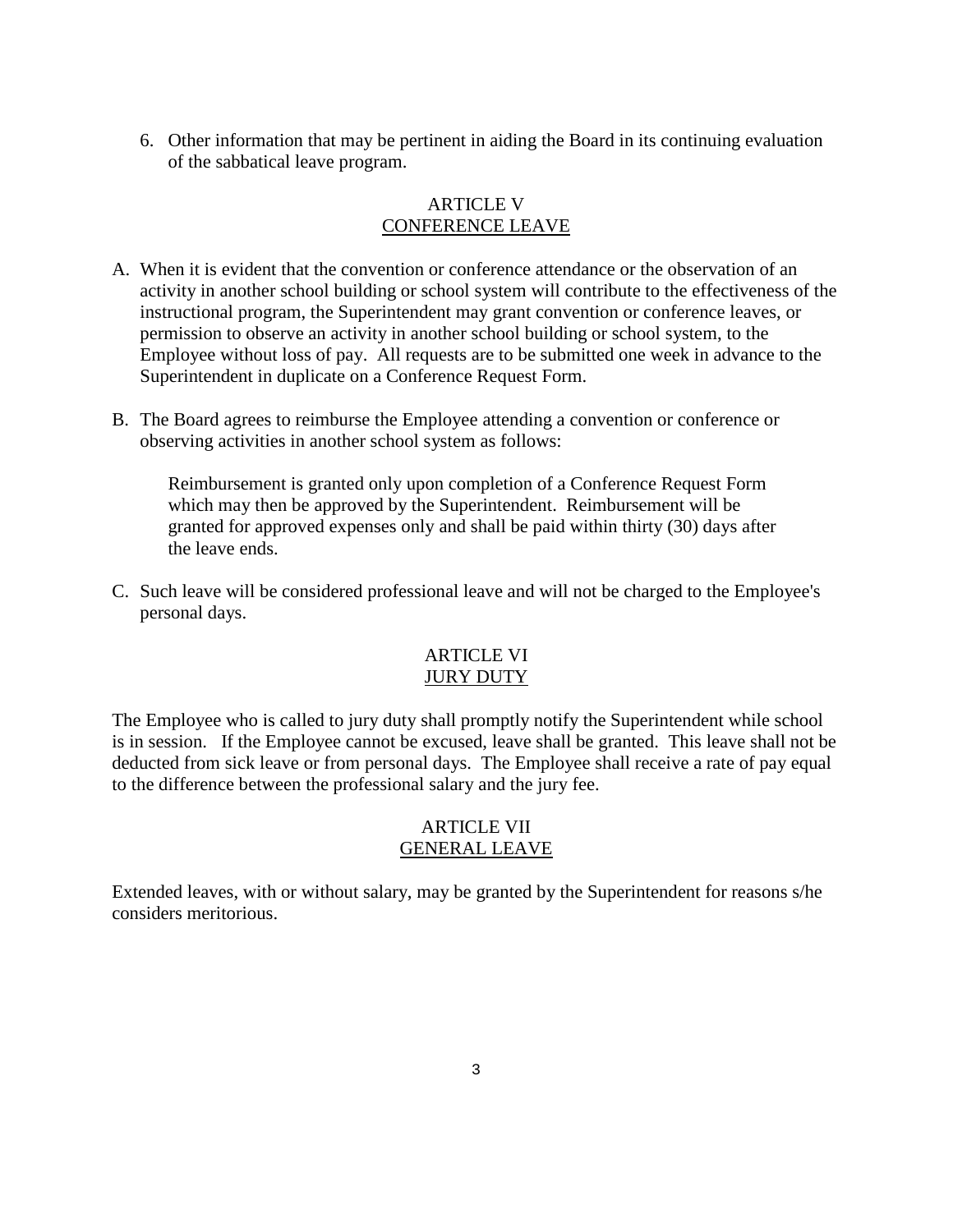6. Other information that may be pertinent in aiding the Board in its continuing evaluation of the sabbatical leave program.

## ARTICLE V
## CONFERENCE LEAVE

A. When it is evident that the convention or conference attendance or the observation of an activity in another school building or school system will contribute to the effectiveness of the instructional program, the Superintendent may grant convention or conference leaves, or permission to observe an activity in another school building or school system, to the Employee without loss of pay. All requests are to be submitted one week in advance to the Superintendent in duplicate on a Conference Request Form.

B. The Board agrees to reimburse the Employee attending a convention or conference or observing activities in another school system as follows:

   Reimbursement is granted only upon completion of a Conference Request Form which may then be approved by the Superintendent. Reimbursement will be granted for approved expenses only and shall be paid within thirty (30) days after the leave ends.

C. Such leave will be considered professional leave and will not be charged to the Employee's personal days.

## ARTICLE VI
## JURY DUTY

The Employee who is called to jury duty shall promptly notify the Superintendent while school is in session. If the Employee cannot be excused, leave shall be granted. This leave shall not be deducted from sick leave or from personal days. The Employee shall receive a rate of pay equal to the difference between the professional salary and the jury fee.

## ARTICLE VII
## GENERAL LEAVE

Extended leaves, with or without salary, may be granted by the Superintendent for reasons s/he considers meritorious.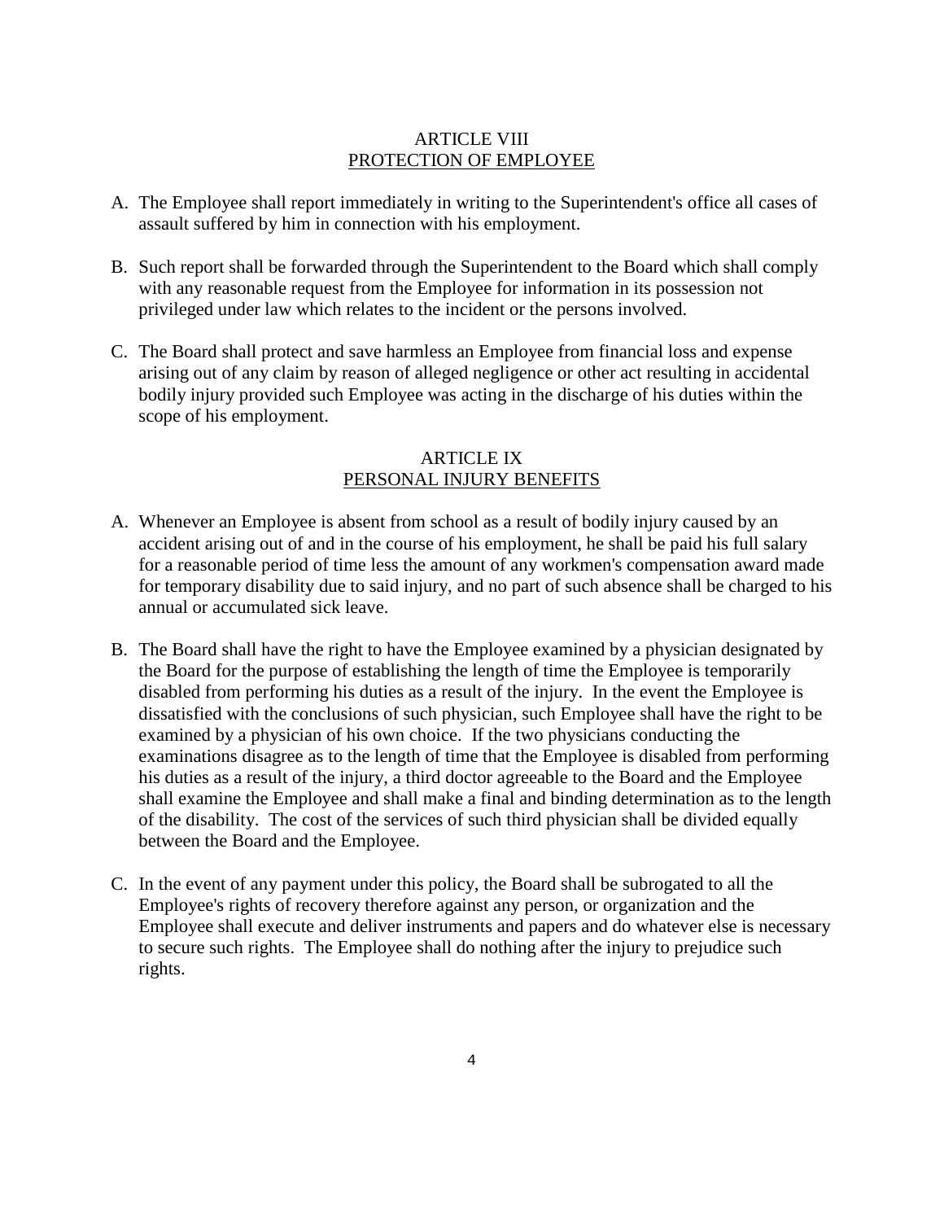## ARTICLE VIII
## PROTECTION OF EMPLOYEE

A. The Employee shall report immediately in writing to the Superintendent's office all cases of assault suffered by him in connection with his employment.

B. Such report shall be forwarded through the Superintendent to the Board which shall comply with any reasonable request from the Employee for information in its possession not privileged under law which relates to the incident or the persons involved.

C. The Board shall protect and save harmless an Employee from financial loss and expense arising out of any claim by reason of alleged negligence or other act resulting in accidental bodily injury provided such Employee was acting in the discharge of his duties within the scope of his employment.

## ARTICLE IX
## PERSONAL INJURY BENEFITS

A. Whenever an Employee is absent from school as a result of bodily injury caused by an accident arising out of and in the course of his employment, he shall be paid his full salary for a reasonable period of time less the amount of any workmen's compensation award made for temporary disability due to said injury, and no part of such absence shall be charged to his annual or accumulated sick leave.

B. The Board shall have the right to have the Employee examined by a physician designated by the Board for the purpose of establishing the length of time the Employee is temporarily disabled from performing his duties as a result of the injury. In the event the Employee is dissatisfied with the conclusions of such physician, such Employee shall have the right to be examined by a physician of his own choice. If the two physicians conducting the examinations disagree as to the length of time that the Employee is disabled from performing his duties as a result of the injury, a third doctor agreeable to the Board and the Employee shall examine the Employee and shall make a final and binding determination as to the length of the disability. The cost of the services of such third physician shall be divided equally between the Board and the Employee.

C. In the event of any payment under this policy, the Board shall be subrogated to all the Employee's rights of recovery therefore against any person, or organization and the Employee shall execute and deliver instruments and papers and do whatever else is necessary to secure such rights. The Employee shall do nothing after the injury to prejudice such rights.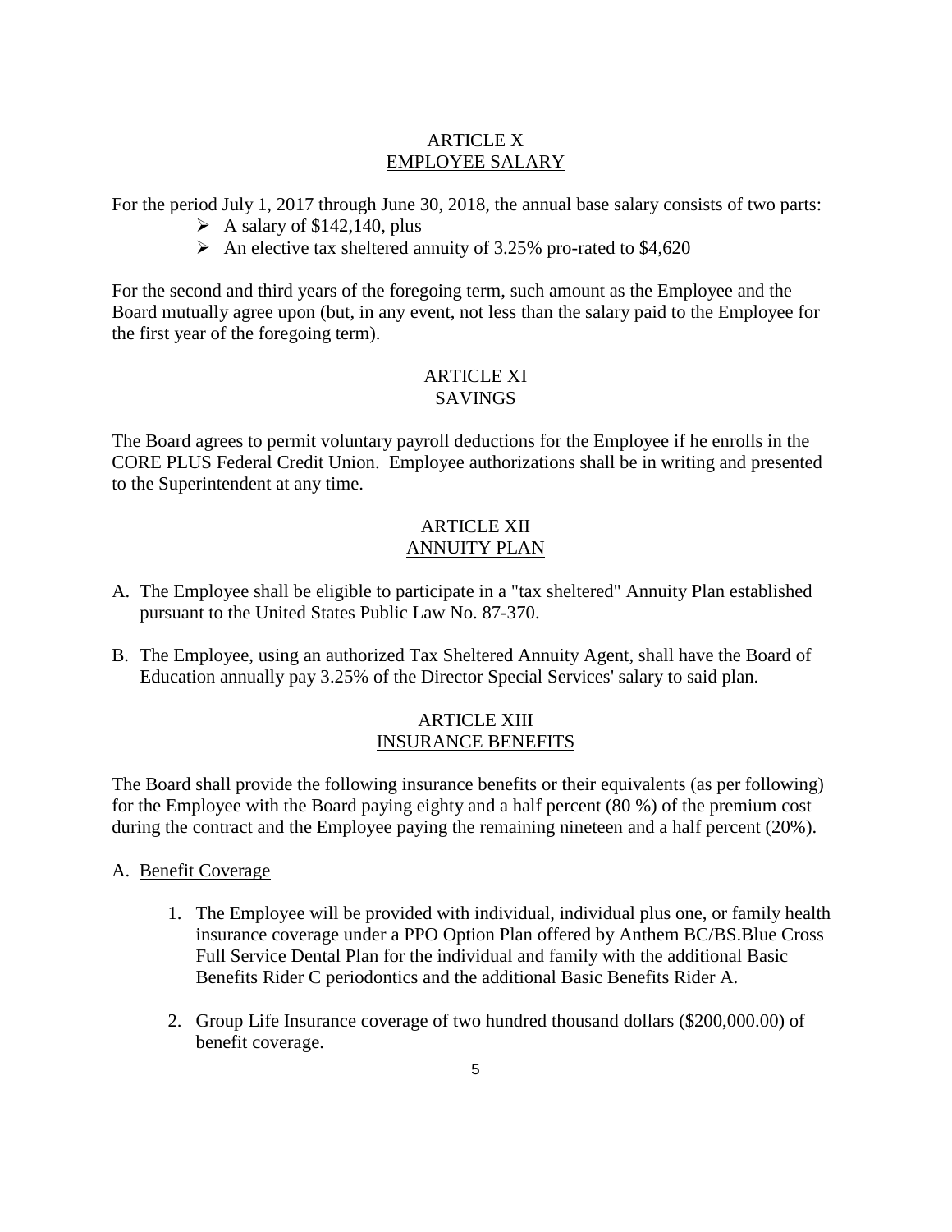## ARTICLE X
## EMPLOYEE SALARY

For the period July 1, 2017 through June 30, 2018, the annual base salary consists of two parts:

- A salary of $142,140, plus
- An elective tax sheltered annuity of 3.25% pro-rated to $4,620

For the second and third years of the foregoing term, such amount as the Employee and the Board mutually agree upon (but, in any event, not less than the salary paid to the Employee for the first year of the foregoing term).

## ARTICLE XI
## SAVINGS

The Board agrees to permit voluntary payroll deductions for the Employee if he enrolls in the CORE PLUS Federal Credit Union. Employee authorizations shall be in writing and presented to the Superintendent at any time.

## ARTICLE XII
## ANNUITY PLAN

A. The Employee shall be eligible to participate in a "tax sheltered" Annuity Plan established pursuant to the United States Public Law No. 87-370.

B. The Employee, using an authorized Tax Sheltered Annuity Agent, shall have the Board of Education annually pay 3.25% of the Director Special Services' salary to said plan.

## ARTICLE XIII
## INSURANCE BENEFITS

The Board shall provide the following insurance benefits or their equivalents (as per following) for the Employee with the Board paying eighty and a half percent (80 %) of the premium cost during the contract and the Employee paying the remaining nineteen and a half percent (20%).

A. Benefit Coverage

1. The Employee will be provided with individual, individual plus one, or family health insurance coverage under a PPO Option Plan offered by Anthem BC/BS.Blue Cross Full Service Dental Plan for the individual and family with the additional Basic Benefits Rider C periodontics and the additional Basic Benefits Rider A.

2. Group Life Insurance coverage of two hundred thousand dollars ($200,000.00) of benefit coverage.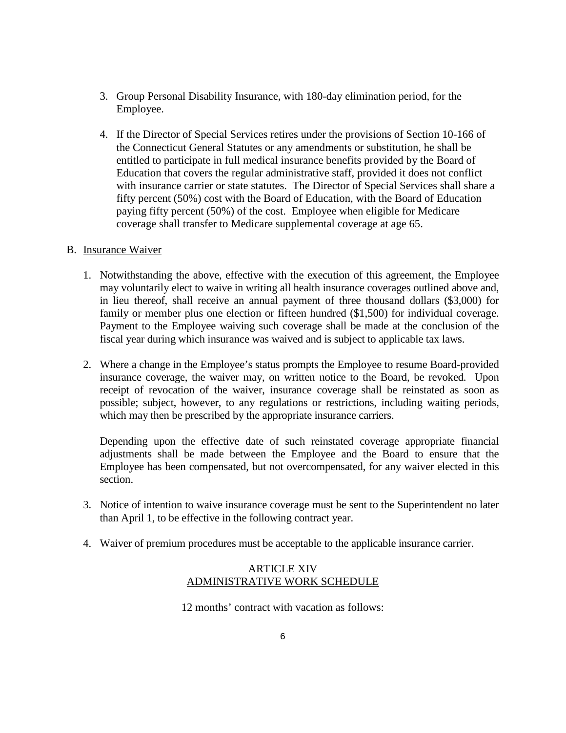3. Group Personal Disability Insurance, with 180-day elimination period, for the Employee.

4. If the Director of Special Services retires under the provisions of Section 10-166 of the Connecticut General Statutes or any amendments or substitution, he shall be entitled to participate in full medical insurance benefits provided by the Board of Education that covers the regular administrative staff, provided it does not conflict with insurance carrier or state statutes. The Director of Special Services shall share a fifty percent (50%) cost with the Board of Education, with the Board of Education paying fifty percent (50%) of the cost. Employee when eligible for Medicare coverage shall transfer to Medicare supplemental coverage at age 65.

B. Insurance Waiver

1. Notwithstanding the above, effective with the execution of this agreement, the Employee may voluntarily elect to waive in writing all health insurance coverages outlined above and, in lieu thereof, shall receive an annual payment of three thousand dollars ($3,000) for family or member plus one election or fifteen hundred ($1,500) for individual coverage. Payment to the Employee waiving such coverage shall be made at the conclusion of the fiscal year during which insurance was waived and is subject to applicable tax laws.

2. Where a change in the Employee's status prompts the Employee to resume Board-provided insurance coverage, the waiver may, on written notice to the Board, be revoked. Upon receipt of revocation of the waiver, insurance coverage shall be reinstated as soon as possible; subject, however, to any regulations or restrictions, including waiting periods, which may then be prescribed by the appropriate insurance carriers.

   Depending upon the effective date of such reinstated coverage appropriate financial adjustments shall be made between the Employee and the Board to ensure that the Employee has been compensated, but not overcompensated, for any waiver elected in this section.

3. Notice of intention to waive insurance coverage must be sent to the Superintendent no later than April 1, to be effective in the following contract year.

4. Waiver of premium procedures must be acceptable to the applicable insurance carrier.

## ARTICLE XIV
## ADMINISTRATIVE WORK SCHEDULE

12 months' contract with vacation as follows: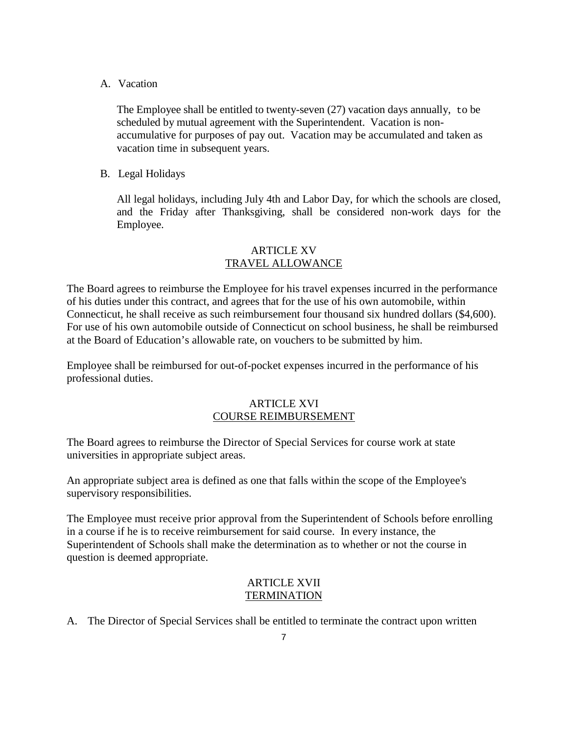A. Vacation

   The Employee shall be entitled to twenty-seven (27) vacation days annually, to be scheduled by mutual agreement with the Superintendent. Vacation is non-accumulative for purposes of pay out. Vacation may be accumulated and taken as vacation time in subsequent years.

B. Legal Holidays

   All legal holidays, including July 4th and Labor Day, for which the schools are closed, and the Friday after Thanksgiving, shall be considered non-work days for the Employee.

## ARTICLE XV
## TRAVEL ALLOWANCE

The Board agrees to reimburse the Employee for his travel expenses incurred in the performance of his duties under this contract, and agrees that for the use of his own automobile, within Connecticut, he shall receive as such reimbursement four thousand six hundred dollars ($4,600). For use of his own automobile outside of Connecticut on school business, he shall be reimbursed at the Board of Education's allowable rate, on vouchers to be submitted by him.

Employee shall be reimbursed for out-of-pocket expenses incurred in the performance of his professional duties.

## ARTICLE XVI
## COURSE REIMBURSEMENT

The Board agrees to reimburse the Director of Special Services for course work at state universities in appropriate subject areas.

An appropriate subject area is defined as one that falls within the scope of the Employee's supervisory responsibilities.

The Employee must receive prior approval from the Superintendent of Schools before enrolling in a course if he is to receive reimbursement for said course. In every instance, the Superintendent of Schools shall make the determination as to whether or not the course in question is deemed appropriate.

## ARTICLE XVII
## TERMINATION

A. The Director of Special Services shall be entitled to terminate the contract upon written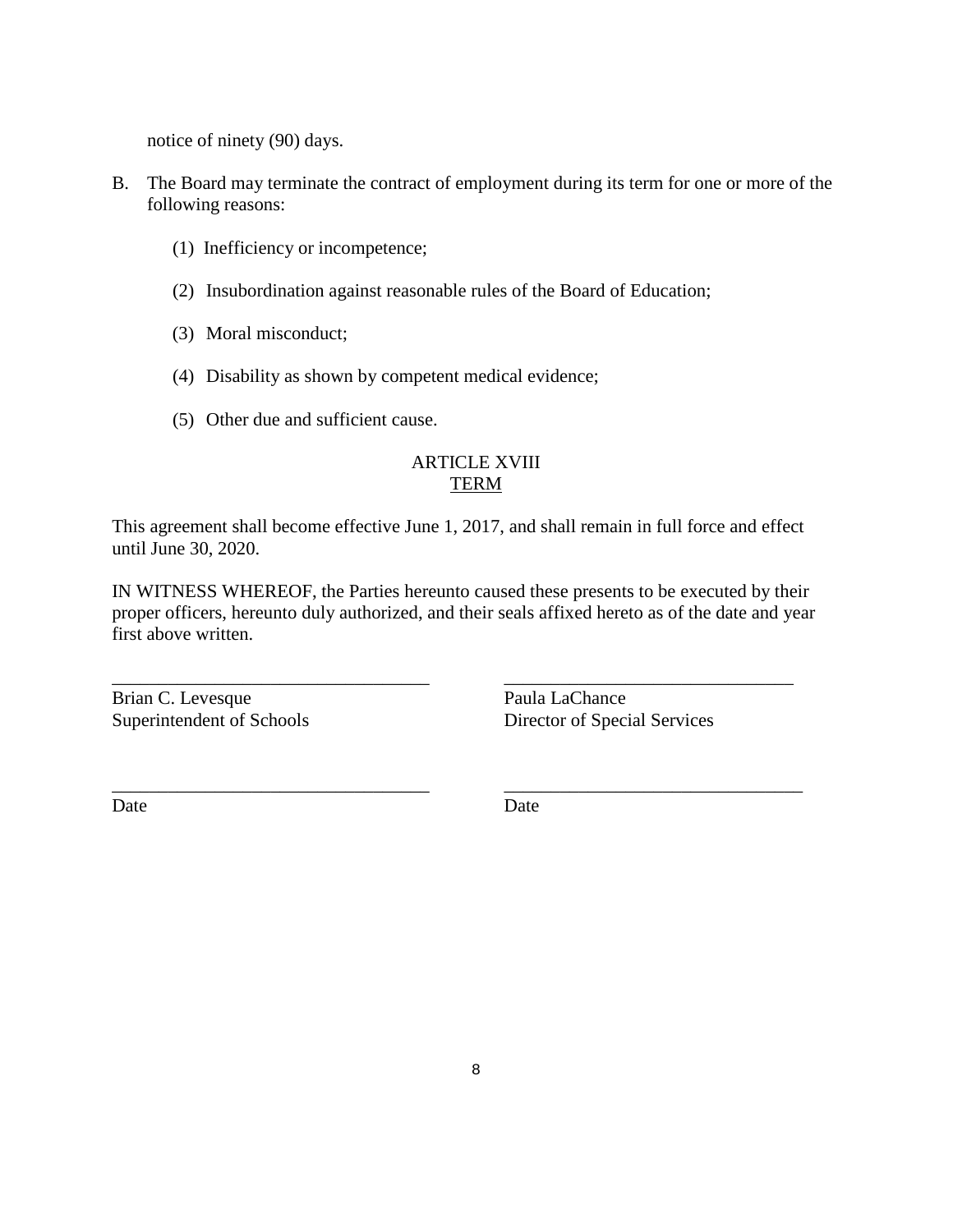notice of ninety (90) days.

B. The Board may terminate the contract of employment during its term for one or more of the following reasons:

   (1) Inefficiency or incompetence;

   (2) Insubordination against reasonable rules of the Board of Education;

   (3) Moral misconduct;

   (4) Disability as shown by competent medical evidence;

   (5) Other due and sufficient cause.

## ARTICLE XVIII
## TERM

This agreement shall become effective June 1, 2017, and shall remain in full force and effect until June 30, 2020.

IN WITNESS WHEREOF, the Parties hereunto caused these presents to be executed by their proper officers, hereunto duly authorized, and their seals affixed hereto as of the date and year first above written.

| | |
|---|---|
| \_\_\_\_\_\_\_\_\_\_\_\_\_\_\_\_\_\_\_\_\_\_\_\_\_\_\_\_\_\_\_\_ | \_\_\_\_\_\_\_\_\_\_\_\_\_\_\_\_\_\_\_\_\_\_\_\_\_\_\_\_\_\_\_\_ |
| Brian C. Levesque<br>Superintendent of Schools | Paula LaChance<br>Director of Special Services |
| \_\_\_\_\_\_\_\_\_\_\_\_\_\_\_\_\_\_\_\_\_\_\_\_\_\_\_\_\_\_\_\_ | \_\_\_\_\_\_\_\_\_\_\_\_\_\_\_\_\_\_\_\_\_\_\_\_\_\_\_\_\_\_\_\_ |
| Date | Date |